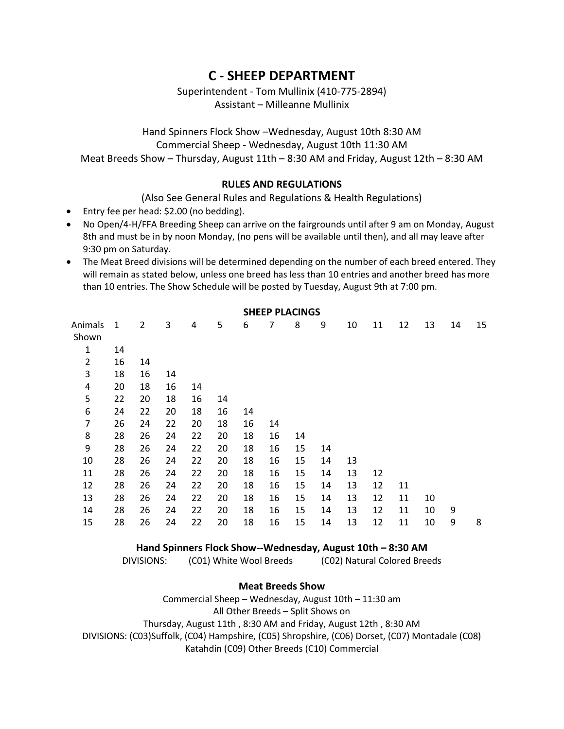# C - SHEEP DEPARTMENT

Superintendent - Tom Mullinix (410-775-2894)
Assistant – Milleanne Mullinix

Hand Spinners Flock Show –Wednesday, August 10th 8:30 AM
Commercial Sheep - Wednesday, August 10th 11:30 AM
Meat Breeds Show – Thursday, August 11th – 8:30 AM and Friday, August 12th – 8:30 AM

### RULES AND REGULATIONS

(Also See General Rules and Regulations & Health Regulations)

- Entry fee per head: $2.00 (no bedding).
- No Open/4-H/FFA Breeding Sheep can arrive on the fairgrounds until after 9 am on Monday, August 8th and must be in by noon Monday, (no pens will be available until then), and all may leave after 9:30 pm on Saturday.
- The Meat Breed divisions will be determined depending on the number of each breed entered. They will remain as stated below, unless one breed has less than 10 entries and another breed has more than 10 entries. The Show Schedule will be posted by Tuesday, August 9th at 7:00 pm.

### SHEEP PLACINGS

| Animals Shown | 1 | 2 | 3 | 4 | 5 | 6 | 7 | 8 | 9 | 10 | 11 | 12 | 13 | 14 | 15 |
|---|---|---|---|---|---|---|---|---|---|---|---|---|---|---|---|
| 1 | 14 | | | | | | | | | | | | | | |
| 2 | 16 | 14 | | | | | | | | | | | | | |
| 3 | 18 | 16 | 14 | | | | | | | | | | | | |
| 4 | 20 | 18 | 16 | 14 | | | | | | | | | | | |
| 5 | 22 | 20 | 18 | 16 | 14 | | | | | | | | | | |
| 6 | 24 | 22 | 20 | 18 | 16 | 14 | | | | | | | | | |
| 7 | 26 | 24 | 22 | 20 | 18 | 16 | 14 | | | | | | | | |
| 8 | 28 | 26 | 24 | 22 | 20 | 18 | 16 | 14 | | | | | | | |
| 9 | 28 | 26 | 24 | 22 | 20 | 18 | 16 | 15 | 14 | | | | | | |
| 10 | 28 | 26 | 24 | 22 | 20 | 18 | 16 | 15 | 14 | 13 | | | | | |
| 11 | 28 | 26 | 24 | 22 | 20 | 18 | 16 | 15 | 14 | 13 | 12 | | | | |
| 12 | 28 | 26 | 24 | 22 | 20 | 18 | 16 | 15 | 14 | 13 | 12 | 11 | | | |
| 13 | 28 | 26 | 24 | 22 | 20 | 18 | 16 | 15 | 14 | 13 | 12 | 11 | 10 | | |
| 14 | 28 | 26 | 24 | 22 | 20 | 18 | 16 | 15 | 14 | 13 | 12 | 11 | 10 | 9 | |
| 15 | 28 | 26 | 24 | 22 | 20 | 18 | 16 | 15 | 14 | 13 | 12 | 11 | 10 | 9 | 8 |

### Hand Spinners Flock Show--Wednesday, August 10th – 8:30 AM

DIVISIONS: (C01) White Wool Breeds (C02) Natural Colored Breeds

### Meat Breeds Show

Commercial Sheep – Wednesday, August 10th – 11:30 am
All Other Breeds – Split Shows on
Thursday, August 11th , 8:30 AM and Friday, August 12th , 8:30 AM
DIVISIONS: (C03)Suffolk, (C04) Hampshire, (C05) Shropshire, (C06) Dorset, (C07) Montadale (C08) Katahdin (C09) Other Breeds (C10) Commercial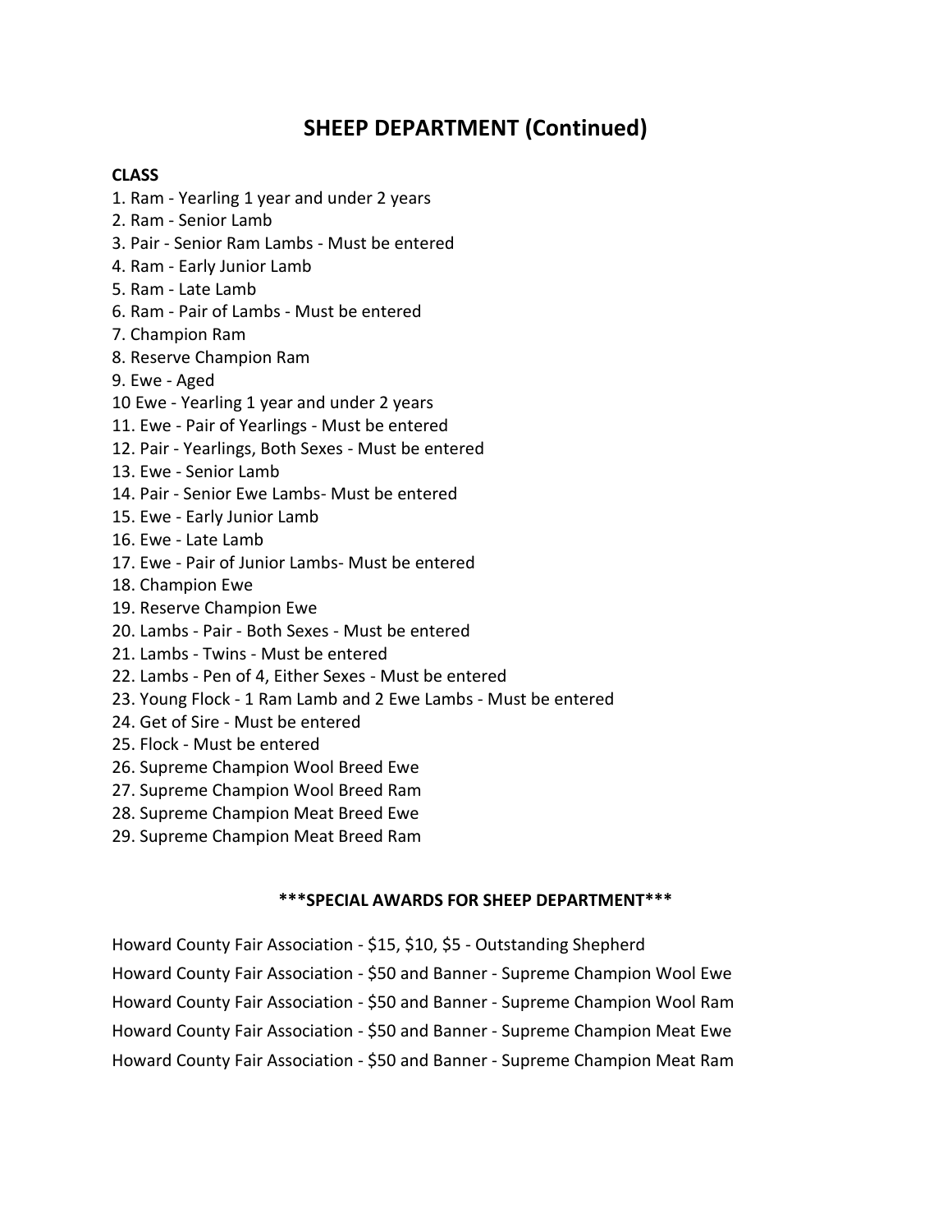# SHEEP DEPARTMENT (Continued)

**CLASS**

1. Ram - Yearling 1 year and under 2 years
2. Ram - Senior Lamb
3. Pair - Senior Ram Lambs - Must be entered
4. Ram - Early Junior Lamb
5. Ram - Late Lamb
6. Ram - Pair of Lambs - Must be entered
7. Champion Ram
8. Reserve Champion Ram
9. Ewe - Aged

10 Ewe - Yearling 1 year and under 2 years

11. Ewe - Pair of Yearlings - Must be entered
12. Pair - Yearlings, Both Sexes - Must be entered
13. Ewe - Senior Lamb
14. Pair - Senior Ewe Lambs- Must be entered
15. Ewe - Early Junior Lamb
16. Ewe - Late Lamb
17. Ewe - Pair of Junior Lambs- Must be entered
18. Champion Ewe
19. Reserve Champion Ewe
20. Lambs - Pair - Both Sexes - Must be entered
21. Lambs - Twins - Must be entered
22. Lambs - Pen of 4, Either Sexes - Must be entered
23. Young Flock - 1 Ram Lamb and 2 Ewe Lambs - Must be entered
24. Get of Sire - Must be entered
25. Flock - Must be entered
26. Supreme Champion Wool Breed Ewe
27. Supreme Champion Wool Breed Ram
28. Supreme Champion Meat Breed Ewe
29. Supreme Champion Meat Breed Ram

**\*\*\*SPECIAL AWARDS FOR SHEEP DEPARTMENT\*\*\***

Howard County Fair Association - $15, $10, $5 - Outstanding Shepherd

Howard County Fair Association - $50 and Banner - Supreme Champion Wool Ewe

Howard County Fair Association - $50 and Banner - Supreme Champion Wool Ram

Howard County Fair Association - $50 and Banner - Supreme Champion Meat Ewe

Howard County Fair Association - $50 and Banner - Supreme Champion Meat Ram